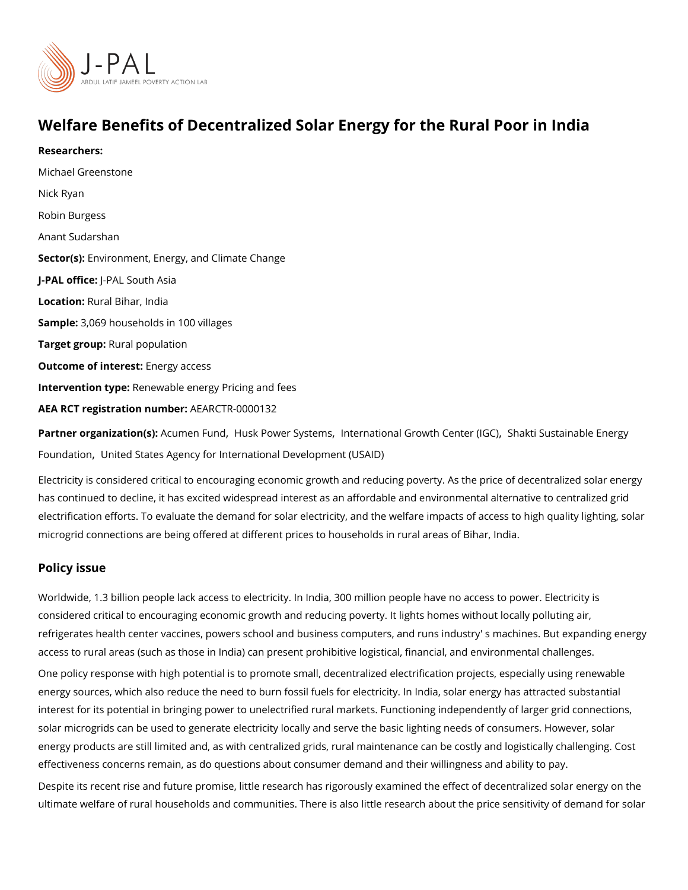# Welfare Benefits of Decentralized Solar Energy for the Rural Poor in India

**Researchers:**

Michael Greenstone

Nick Ryan

Robin Burgess

Anant Sudarshan

**Sector(s):** Environment, Energy, and Climate Change

**J-PAL office:** J-PAL South Asia

**Location:** Rural Bihar, India

**Sample:** 3,069 households in 100 villages

**Target group:** Rural population

**Outcome of interest:** Energy access

**Intervention type:** Renewable energy Pricing and fees

**AEA RCT registration number:** AEARCTR-0000132

**Partner organization(s):** Acumen Fund, Husk Power Systems, International Growth Center (IGC), Shakti Sustainable Energy Foundation, United States Agency for International Development (USAID)

Electricity is considered critical to encouraging economic growth and reducing poverty. As the price of decentralized solar energy has continued to decline, it has excited widespread interest as an affordable and environmental alternative to centralized grid electrification efforts. To evaluate the demand for solar electricity, and the welfare impacts of access to high quality lighting, solar microgrid connections are being offered at different prices to households in rural areas of Bihar, India.

## Policy issue

Worldwide, 1.3 billion people lack access to electricity. In India, 300 million people have no access to power. Electricity is considered critical to encouraging economic growth and reducing poverty. It lights homes without locally polluting air, refrigerates health center vaccines, powers school and business computers, and runs industry' s machines. But expanding energy access to rural areas (such as those in India) can present prohibitive logistical, financial, and environmental challenges.

One policy response with high potential is to promote small, decentralized electrification projects, especially using renewable energy sources, which also reduce the need to burn fossil fuels for electricity. In India, solar energy has attracted substantial interest for its potential in bringing power to unelectrified rural markets. Functioning independently of larger grid connections, solar microgrids can be used to generate electricity locally and serve the basic lighting needs of consumers. However, solar energy products are still limited and, as with centralized grids, rural maintenance can be costly and logistically challenging. Cost effectiveness concerns remain, as do questions about consumer demand and their willingness and ability to pay.

Despite its recent rise and future promise, little research has rigorously examined the effect of decentralized solar energy on the ultimate welfare of rural households and communities. There is also little research about the price sensitivity of demand for solar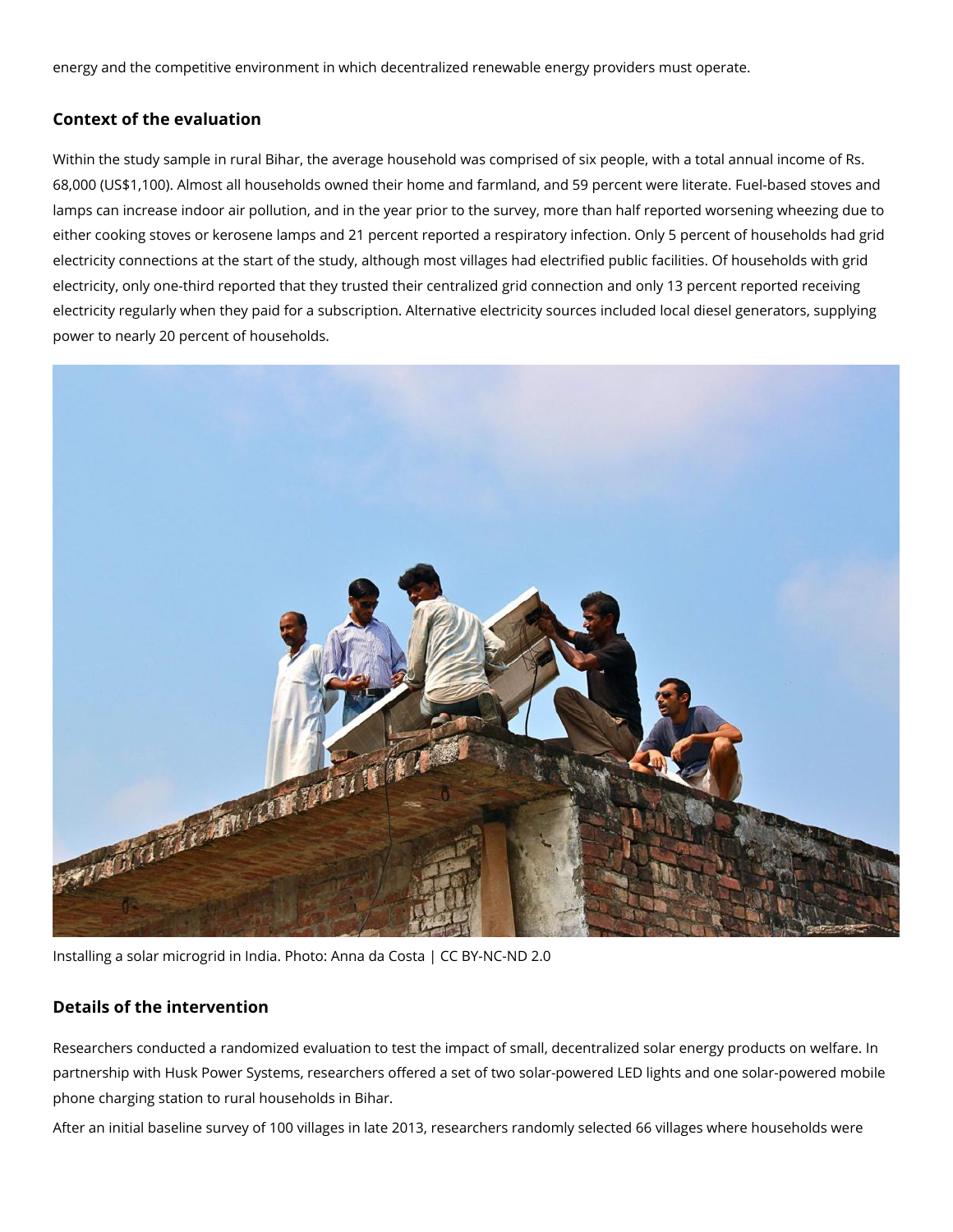energy and the competitive environment in which decentralized renewable energy providers must operate.

## Context of the evaluation

Within the study sample in rural Bihar, the average household was comprised of six people, with a total annual income of Rs. 68,000 (US$1,100). Almost all households owned their home and farmland, and 59 percent were literate. Fuel-based stoves and lamps can increase indoor air pollution, and in the year prior to the survey, more than half reported worsening wheezing due to either cooking stoves or kerosene lamps and 21 percent reported a respiratory infection. Only 5 percent of households had grid electricity connections at the start of the study, although most villages had electrified public facilities. Of households with grid electricity, only one-third reported that they trusted their centralized grid connection and only 13 percent reported receiving electricity regularly when they paid for a subscription. Alternative electricity sources included local diesel generators, supplying power to nearly 20 percent of households.

Installing a solar microgrid in India. Photo: Anna da Costa | CC BY-NC-ND 2.0

## Details of the intervention

Researchers conducted a randomized evaluation to test the impact of small, decentralized solar energy products on welfare. In partnership with Husk Power Systems, researchers offered a set of two solar-powered LED lights and one solar-powered mobile phone charging station to rural households in Bihar.

After an initial baseline survey of 100 villages in late 2013, researchers randomly selected 66 villages where households were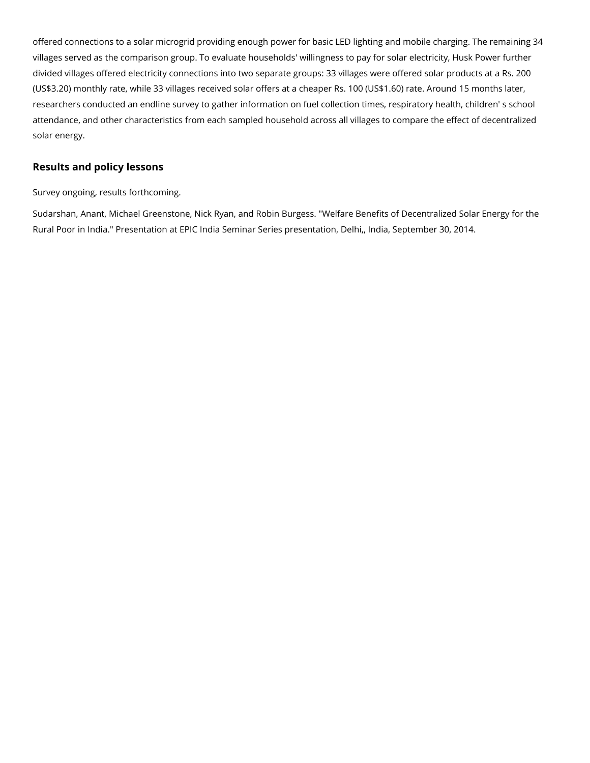offered connections to a solar microgrid providing enough power for basic LED lighting and mobile charging. The remaining 34 villages served as the comparison group. To evaluate households' willingness to pay for solar electricity, Husk Power further divided villages offered electricity connections into two separate groups: 33 villages were offered solar products at a Rs. 200 (US$3.20) monthly rate, while 33 villages received solar offers at a cheaper Rs. 100 (US$1.60) rate. Around 15 months later, researchers conducted an endline survey to gather information on fuel collection times, respiratory health, children' s school attendance, and other characteristics from each sampled household across all villages to compare the effect of decentralized solar energy.

## Results and policy lessons

Survey ongoing, results forthcoming.

Sudarshan, Anant, Michael Greenstone, Nick Ryan, and Robin Burgess. "Welfare Benefits of Decentralized Solar Energy for the Rural Poor in India." Presentation at EPIC India Seminar Series presentation, Delhi,, India, September 30, 2014.